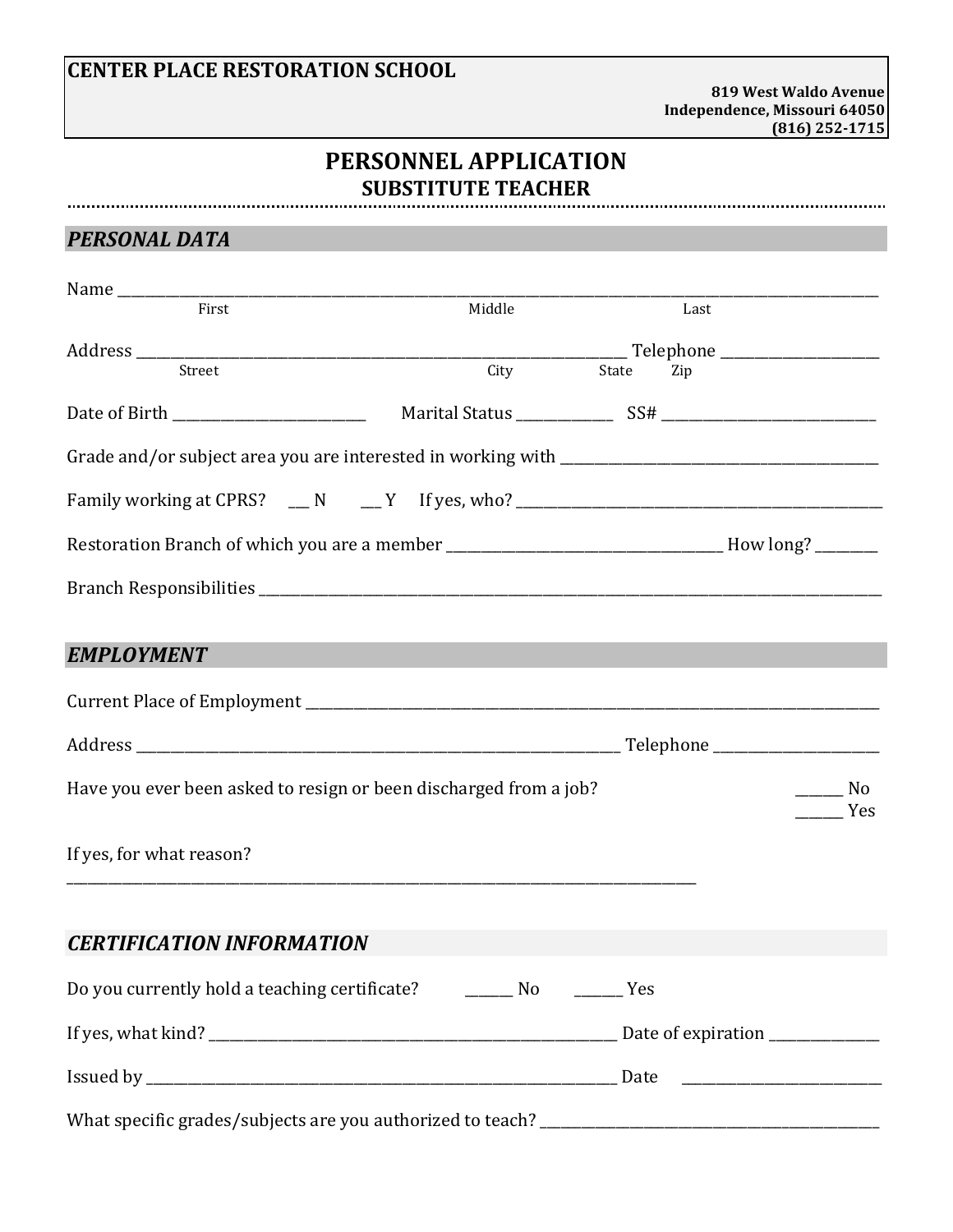**CENTER PLACE RESTORATION SCHOOL**

**819 West Waldo Avenue**
**Independence, Missouri 64050**
**(816) 252-1715**

# PERSONNEL APPLICATION
## SUBSTITUTE TEACHER

## *PERSONAL DATA*

Name ______________________________________________________________________________
First Middle Last

Address ________________________________________________ Telephone ________________
Street City State Zip

Date of Birth ____________________ Marital Status __________ SS# ______________________

Grade and/or subject area you are interested in working with ______________________________

Family working at CPRS? ___ N ___ Y If yes, who? ________________________________________

Restoration Branch of which you are a member ______________________________ How long? _______

Branch Responsibilities _______________________________________________________________

## *EMPLOYMENT*

Current Place of Employment _________________________________________________________

Address ________________________________________________ Telephone ________________

Have you ever been asked to resign or been discharged from a job? ______ No ______ Yes

If yes, for what reason?
______________________________________________________________________

## *CERTIFICATION INFORMATION*

Do you currently hold a teaching certificate? ______ No ______ Yes

If yes, what kind? ________________________________________ Date of expiration ____________

Issued by ______________________________________________ Date ____________________

What specific grades/subjects are you authorized to teach? _________________________________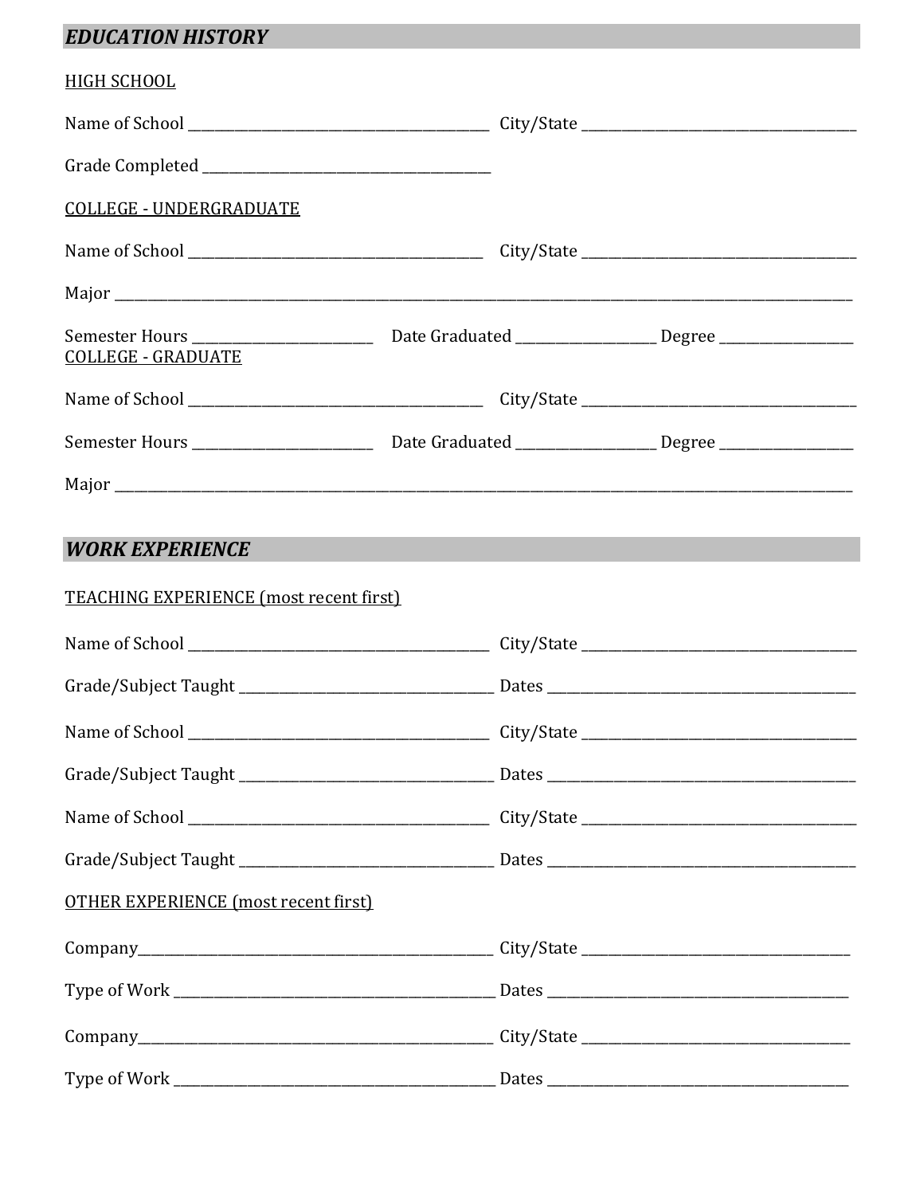## *EDUCATION HISTORY*

HIGH SCHOOL

Name of School ___________________________________________ City/State _______________________________________

Grade Completed _________________________________________

COLLEGE - UNDERGRADUATE

Name of School _________________________________________ City/State _______________________________________

Major ____________________________________________________________________________________________________________

Semester Hours _________________________ Date Graduated ___________________ Degree __________________

COLLEGE - GRADUATE

Name of School _________________________________________ City/State _______________________________________

Semester Hours _________________________ Date Graduated ___________________ Degree __________________

Major ____________________________________________________________________________________________________________

## *WORK EXPERIENCE*

TEACHING EXPERIENCE (most recent first)

Name of School ___________________________________________ City/State _______________________________________

Grade/Subject Taught ___________________________________ Dates ___________________________________________

Name of School ___________________________________________ City/State _______________________________________

Grade/Subject Taught ___________________________________ Dates ___________________________________________

Name of School ___________________________________________ City/State _______________________________________

Grade/Subject Taught ___________________________________ Dates ___________________________________________

OTHER EXPERIENCE (most recent first)

Company___________________________________________________ City/State ______________________________________

Type of Work _____________________________________________ Dates __________________________________________

Company___________________________________________________ City/State ______________________________________

Type of Work _____________________________________________ Dates __________________________________________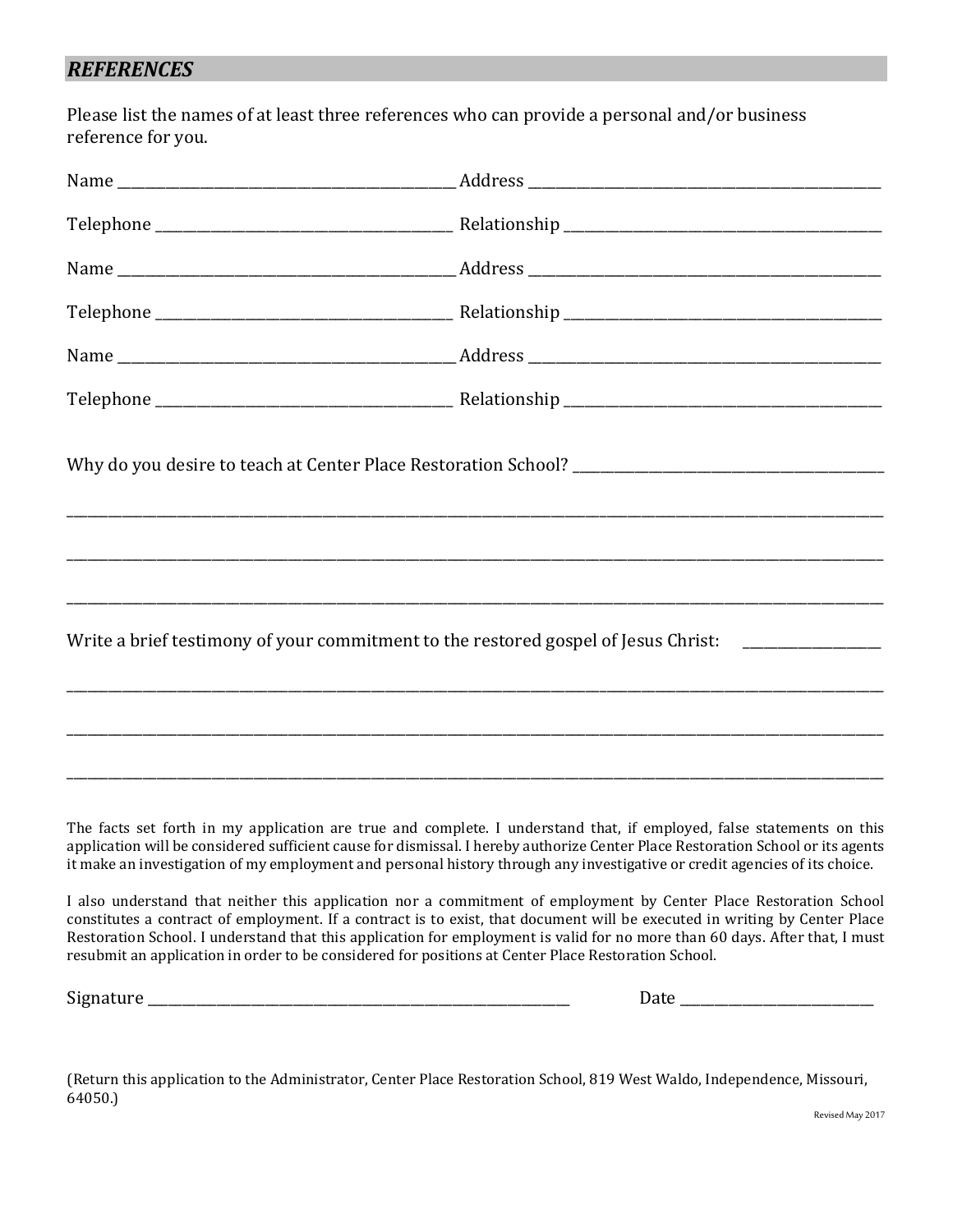## *REFERENCES*

Please list the names of at least three references who can provide a personal and/or business reference for you.

Name _______________________________________ Address _______________________________________

Telephone ___________________________________ Relationship ___________________________________

Name _______________________________________ Address _______________________________________

Telephone ___________________________________ Relationship ___________________________________

Name _______________________________________ Address _______________________________________

Telephone ___________________________________ Relationship ___________________________________

Why do you desire to teach at Center Place Restoration School? ________________________________________

______________________________________________________________________________________________

______________________________________________________________________________________________

______________________________________________________________________________________________

Write a brief testimony of your commitment to the restored gospel of Jesus Christ: _________________

______________________________________________________________________________________________

______________________________________________________________________________________________

______________________________________________________________________________________________

The facts set forth in my application are true and complete. I understand that, if employed, false statements on this application will be considered sufficient cause for dismissal. I hereby authorize Center Place Restoration School or its agents it make an investigation of my employment and personal history through any investigative or credit agencies of its choice.

I also understand that neither this application nor a commitment of employment by Center Place Restoration School constitutes a contract of employment. If a contract is to exist, that document will be executed in writing by Center Place Restoration School. I understand that this application for employment is valid for no more than 60 days. After that, I must resubmit an application in order to be considered for positions at Center Place Restoration School.

Signature ___________________________________________________ Date __________________________

(Return this application to the Administrator, Center Place Restoration School, 819 West Waldo, Independence, Missouri, 64050.)

Revised May 2017